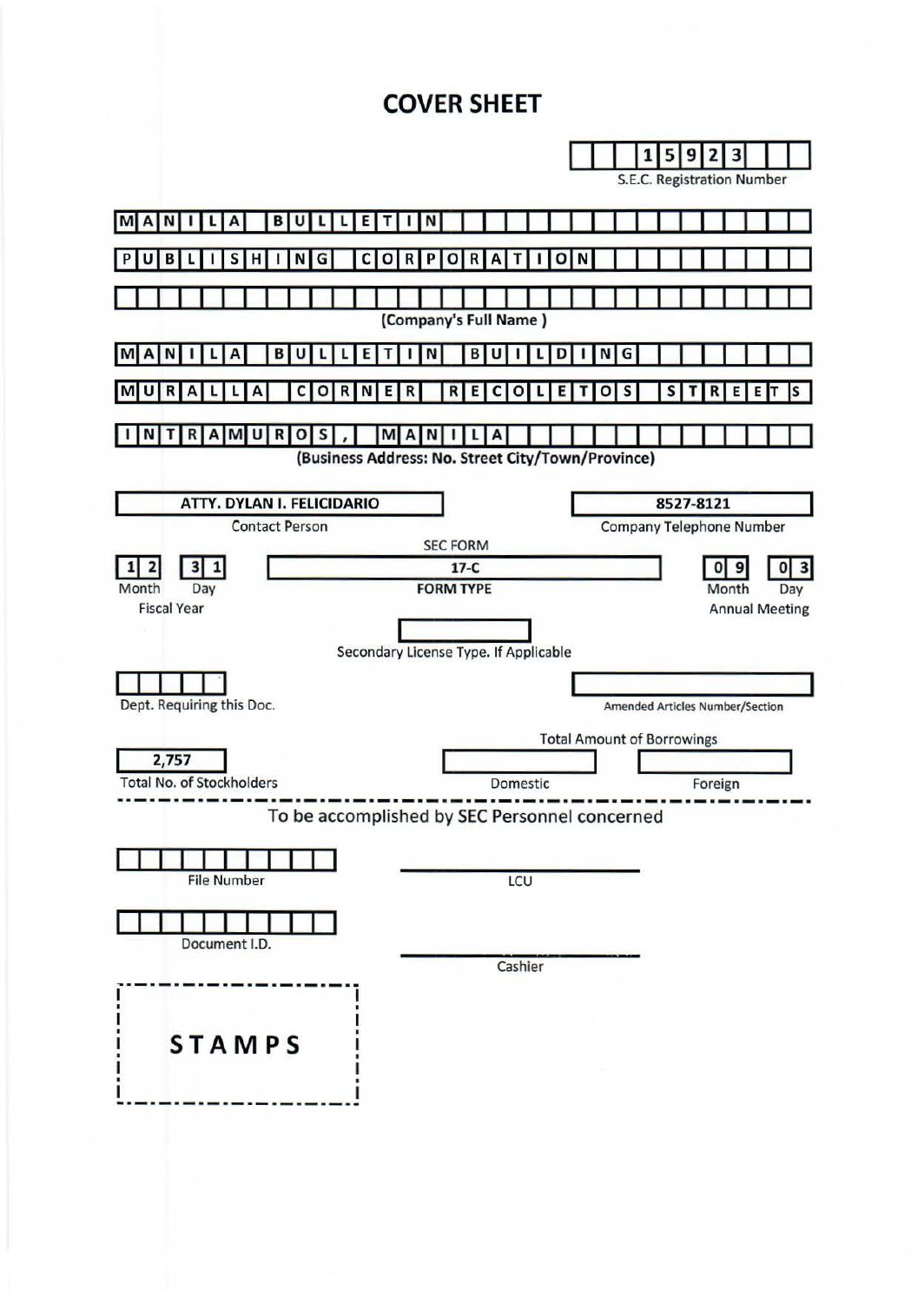# COVER SHEET

**15923**
S.E.C. Registration Number

**MANILA BULLETIN PUBLISHING CORPORATION**
(Company's Full Name)

**MANILA BULLETIN BUILDING MURALLA CORNER RECOLETOS STREETS INTRAMUROS, MANILA**
(Business Address: No. Street City/Town/Province)

| Contact Person | Company Telephone Number |
|---|---|
| ATTY. DYLAN I. FELICIDARIO | 8527-8121 |

| Fiscal Year (Month / Day) | SEC FORM / FORM TYPE | Annual Meeting (Month / Day) |
|---|---|---|
| 12 / 31 | 17-C | 09 / 03 |

Secondary License Type, If Applicable:

Dept. Requiring this Doc.:

Amended Articles Number/Section:

Total No. of Stockholders: 2,757

Total Amount of Borrowings: Domestic: Foreign:

To be accomplished by SEC Personnel concerned

File Number:

LCU:

Document I.D.:

Cashier:

STAMPS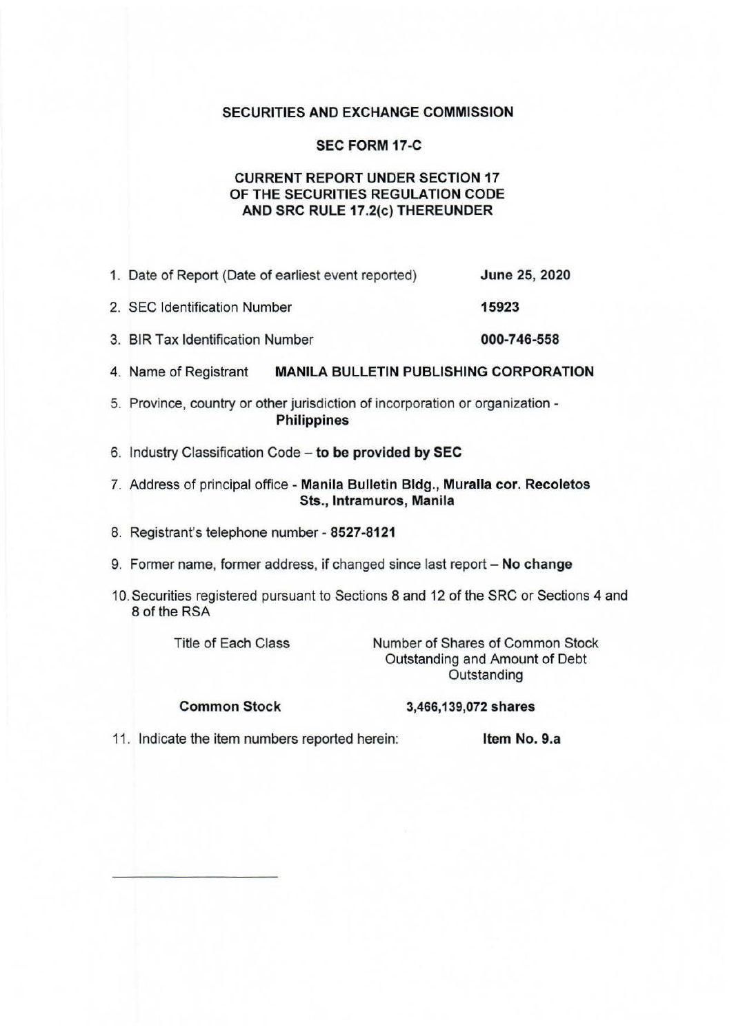**SECURITIES AND EXCHANGE COMMISSION**

**SEC FORM 17-C**

**CURRENT REPORT UNDER SECTION 17 OF THE SECURITIES REGULATION CODE AND SRC RULE 17.2(c) THEREUNDER**

1. Date of Report (Date of earliest event reported) **June 25, 2020**
2. SEC Identification Number **15923**
3. BIR Tax Identification Number **000-746-558**
4. Name of Registrant **MANILA BULLETIN PUBLISHING CORPORATION**
5. Province, country or other jurisdiction of incorporation or organization - **Philippines**
6. Industry Classification Code – **to be provided by SEC**
7. Address of principal office - **Manila Bulletin Bldg., Muralla cor. Recoletos Sts., Intramuros, Manila**
8. Registrant's telephone number - **8527-8121**
9. Former name, former address, if changed since last report – **No change**
10. Securities registered pursuant to Sections 8 and 12 of the SRC or Sections 4 and 8 of the RSA

| Title of Each Class | Number of Shares of Common Stock Outstanding and Amount of Debt Outstanding |
|---|---|
| **Common Stock** | **3,466,139,072 shares** |

11. Indicate the item numbers reported herein: **Item No. 9.a**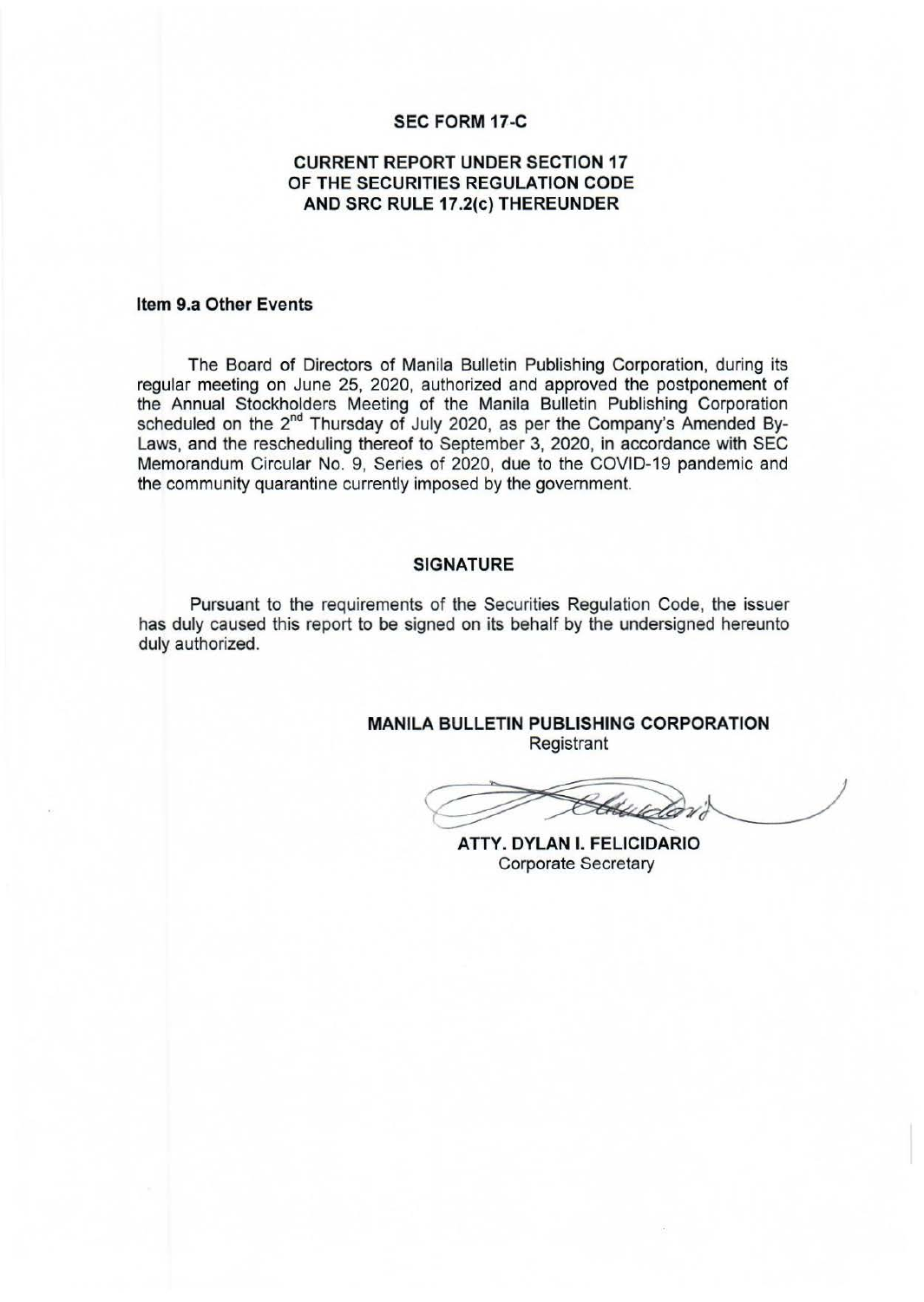# SEC FORM 17-C

## CURRENT REPORT UNDER SECTION 17 OF THE SECURITIES REGULATION CODE AND SRC RULE 17.2(c) THEREUNDER

**Item 9.a Other Events**

The Board of Directors of Manila Bulletin Publishing Corporation, during its regular meeting on June 25, 2020, authorized and approved the postponement of the Annual Stockholders Meeting of the Manila Bulletin Publishing Corporation scheduled on the 2nd Thursday of July 2020, as per the Company's Amended By-Laws, and the rescheduling thereof to September 3, 2020, in accordance with SEC Memorandum Circular No. 9, Series of 2020, due to the COVID-19 pandemic and the community quarantine currently imposed by the government.

## SIGNATURE

Pursuant to the requirements of the Securities Regulation Code, the issuer has duly caused this report to be signed on its behalf by the undersigned hereunto duly authorized.

**MANILA BULLETIN PUBLISHING CORPORATION**
Registrant

**ATTY. DYLAN I. FELICIDARIO**
Corporate Secretary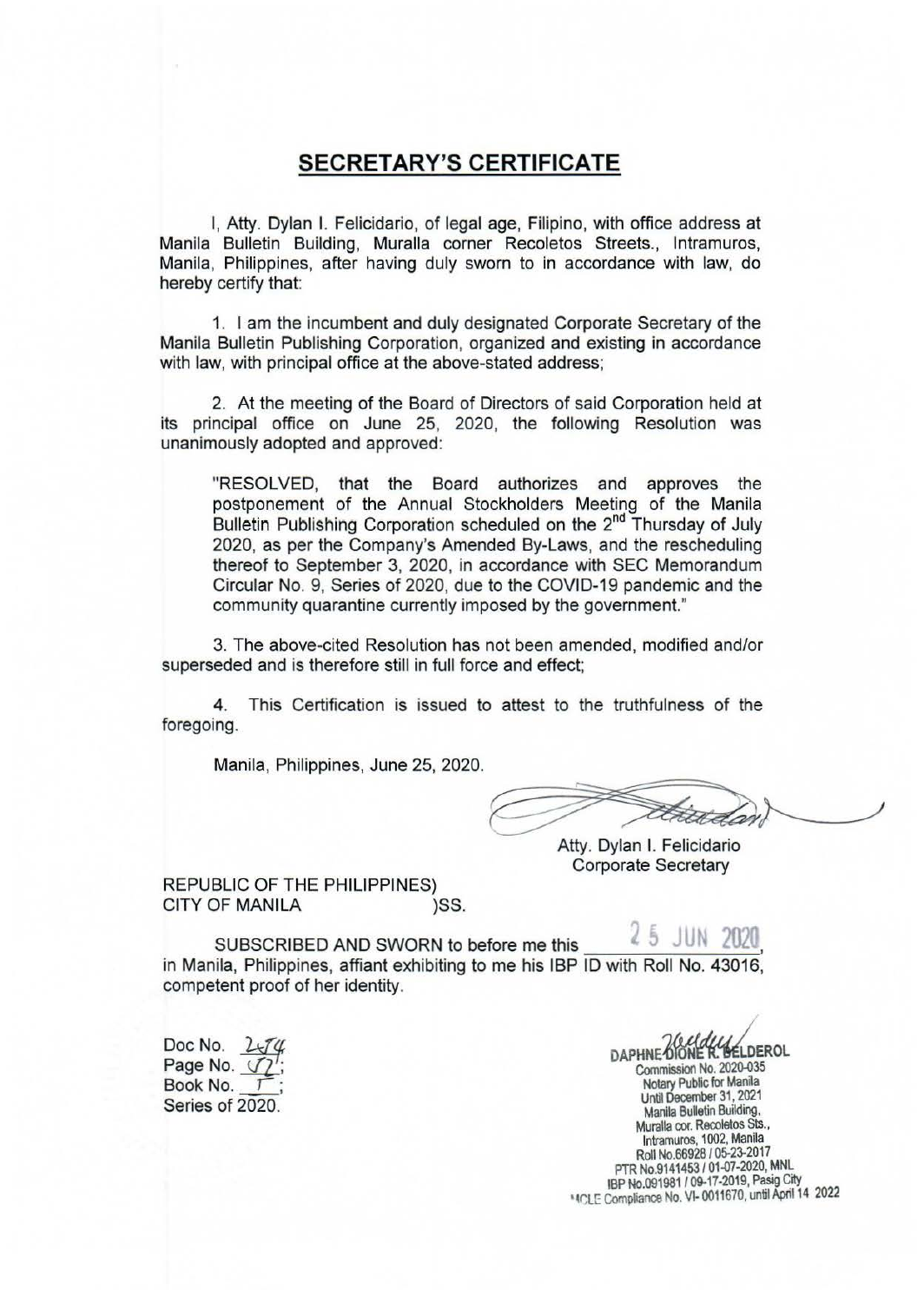# SECRETARY'S CERTIFICATE

I, Atty. Dylan I. Felicidario, of legal age, Filipino, with office address at Manila Bulletin Building, Muralla corner Recoletos Streets., Intramuros, Manila, Philippines, after having duly sworn to in accordance with law, do hereby certify that:

1. I am the incumbent and duly designated Corporate Secretary of the Manila Bulletin Publishing Corporation, organized and existing in accordance with law, with principal office at the above-stated address;

2. At the meeting of the Board of Directors of said Corporation held at its principal office on June 25, 2020, the following Resolution was unanimously adopted and approved:

> "RESOLVED, that the Board authorizes and approves the postponement of the Annual Stockholders Meeting of the Manila Bulletin Publishing Corporation scheduled on the 2nd Thursday of July 2020, as per the Company's Amended By-Laws, and the rescheduling thereof to September 3, 2020, in accordance with SEC Memorandum Circular No. 9, Series of 2020, due to the COVID-19 pandemic and the community quarantine currently imposed by the government."

3. The above-cited Resolution has not been amended, modified and/or superseded and is therefore still in full force and effect;

4. This Certification is issued to attest to the truthfulness of the foregoing.

Manila, Philippines, June 25, 2020.

Atty. Dylan I. Felicidario
Corporate Secretary

REPUBLIC OF THE PHILIPPINES)
CITY OF MANILA )SS.

SUBSCRIBED AND SWORN to before me this 25 JUN 2020, in Manila, Philippines, affiant exhibiting to me his IBP ID with Roll No. 43016, competent proof of her identity.

Doc No. 274;
Page No. 57;
Book No. I;
Series of 2020.

DAPHNE DIONE R. BELDEROL
Commission No. 2020-035
Notary Public for Manila
Until December 31, 2021
Manila Bulletin Building,
Muralla cor. Recoletos Sts.,
Intramuros, 1002, Manila
Roll No.66928 / 05-23-2017
PTR No.9141453 / 01-07-2020, MNL
IBP No.091981 / 09-17-2019, Pasig City
MCLE Compliance No. VI-0011670, until April 14 2022